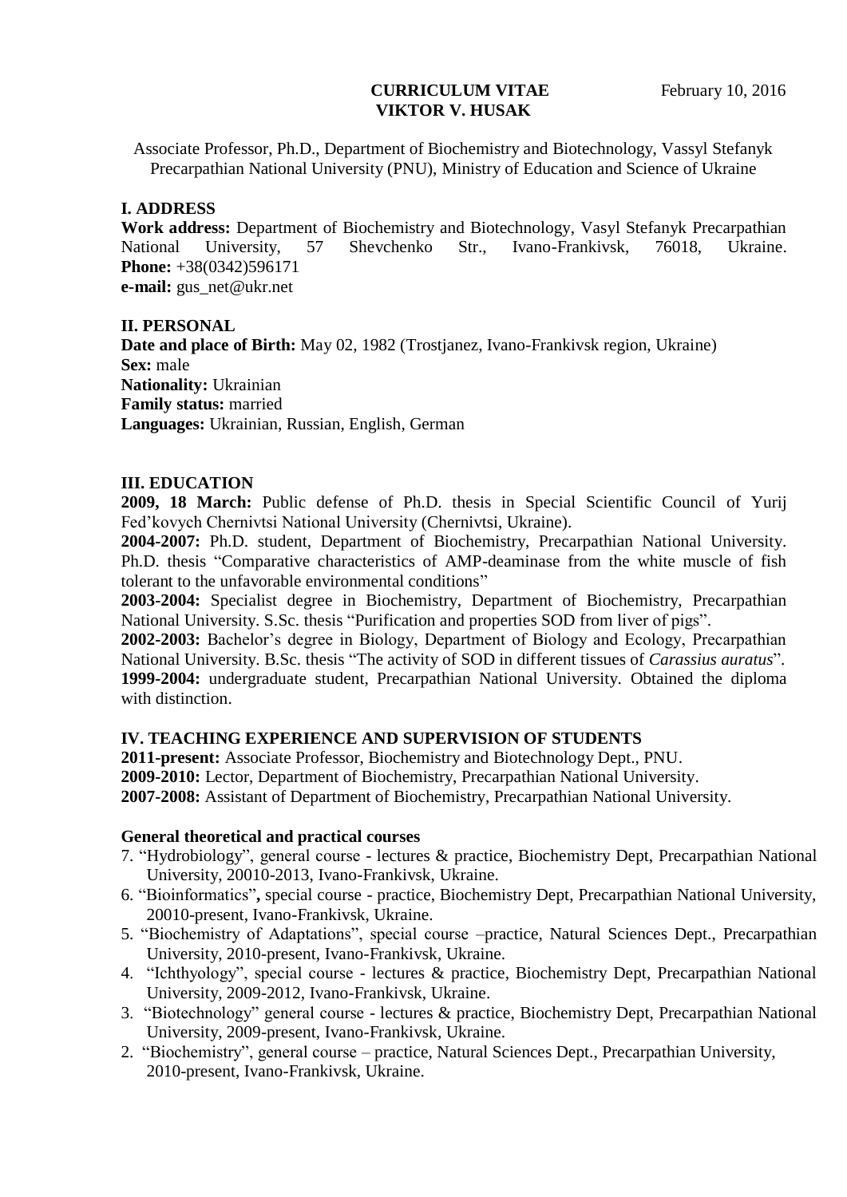**CURRICULUM VITAE** February 10, 2016

**VIKTOR V. HUSAK**

Associate Professor, Ph.D., Department of Biochemistry and Biotechnology, Vassyl Stefanyk Precarpathian National University (PNU), Ministry of Education and Science of Ukraine

## I. ADDRESS

**Work address:** Department of Biochemistry and Biotechnology, Vasyl Stefanyk Precarpathian National University, 57 Shevchenko Str., Ivano-Frankivsk, 76018, Ukraine.
**Phone:** +38(0342)596171
**e-mail:** gus_net@ukr.net

## II. PERSONAL

**Date and place of Birth:** May 02, 1982 (Trostjanez, Ivano-Frankivsk region, Ukraine)
**Sex:** male
**Nationality:** Ukrainian
**Family status:** married
**Languages:** Ukrainian, Russian, English, German

## III. EDUCATION

**2009, 18 March:** Public defense of Ph.D. thesis in Special Scientific Council of Yurij Fed'kovych Chernivtsi National University (Chernivtsi, Ukraine).
**2004-2007:** Ph.D. student, Department of Biochemistry, Precarpathian National University. Ph.D. thesis "Comparative characteristics of AMP-deaminase from the white muscle of fish tolerant to the unfavorable environmental conditions"
**2003-2004:** Specialist degree in Biochemistry, Department of Biochemistry, Precarpathian National University. S.Sc. thesis "Purification and properties SOD from liver of pigs".
**2002-2003:** Bachelor's degree in Biology, Department of Biology and Ecology, Precarpathian National University. B.Sc. thesis "The activity of SOD in different tissues of *Carassius auratus*".
**1999-2004:** undergraduate student, Precarpathian National University. Obtained the diploma with distinction.

## IV. TEACHING EXPERIENCE AND SUPERVISION OF STUDENTS

**2011-present:** Associate Professor, Biochemistry and Biotechnology Dept., PNU.
**2009-2010:** Lector, Department of Biochemistry, Precarpathian National University.
**2007-2008:** Assistant of Department of Biochemistry, Precarpathian National University.

### General theoretical and practical courses

7. "Hydrobiology", general course - lectures & practice, Biochemistry Dept, Precarpathian National University, 20010-2013, Ivano-Frankivsk, Ukraine.
6. "Bioinformatics"**,** special course - practice, Biochemistry Dept, Precarpathian National University, 20010-present, Ivano-Frankivsk, Ukraine.
5. "Biochemistry of Adaptations", special course –practice, Natural Sciences Dept., Precarpathian University, 2010-present, Ivano-Frankivsk, Ukraine.
4. "Ichthyology", special course - lectures & practice, Biochemistry Dept, Precarpathian National University, 2009-2012, Ivano-Frankivsk, Ukraine.
3. "Biotechnology" general course - lectures & practice, Biochemistry Dept, Precarpathian National University, 2009-present, Ivano-Frankivsk, Ukraine.
2. "Biochemistry", general course – practice, Natural Sciences Dept., Precarpathian University, 2010-present, Ivano-Frankivsk, Ukraine.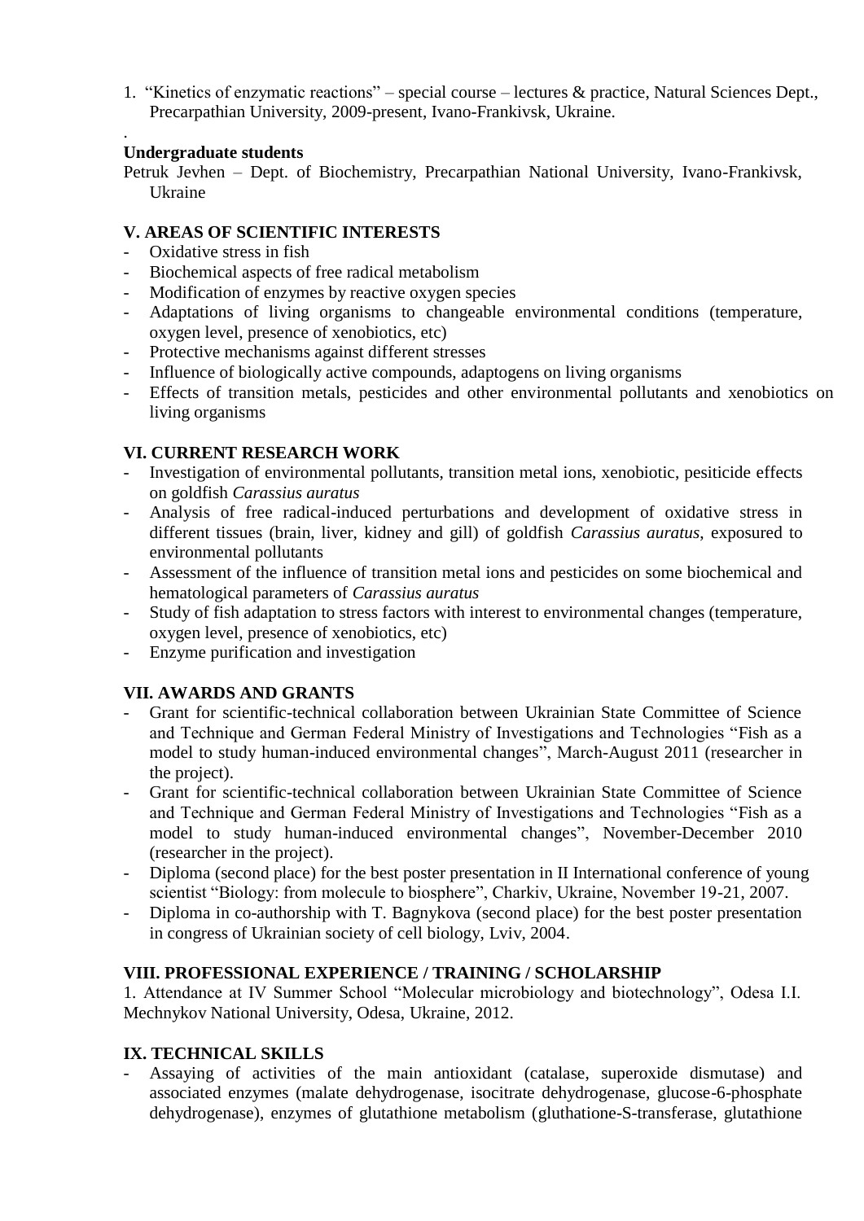1. "Kinetics of enzymatic reactions" – special course – lectures & practice, Natural Sciences Dept., Precarpathian University, 2009-present, Ivano-Frankivsk, Ukraine.

.

**Undergraduate students**

Petruk Jevhen – Dept. of Biochemistry, Precarpathian National University, Ivano-Frankivsk, Ukraine

### V. AREAS OF SCIENTIFIC INTERESTS

- Oxidative stress in fish
- Biochemical aspects of free radical metabolism
- Modification of enzymes by reactive oxygen species
- Adaptations of living organisms to changeable environmental conditions (temperature, oxygen level, presence of xenobiotics, etc)
- Protective mechanisms against different stresses
- Influence of biologically active compounds, adaptogens on living organisms
- Effects of transition metals, pesticides and other environmental pollutants and xenobiotics on living organisms

### VI. CURRENT RESEARCH WORK

- Investigation of environmental pollutants, transition metal ions, xenobiotic, pesiticide effects on goldfish *Carassius auratus*
- Analysis of free radical-induced perturbations and development of oxidative stress in different tissues (brain, liver, kidney and gill) of goldfish *Carassius auratus*, exposured to environmental pollutants
- Assessment of the influence of transition metal ions and pesticides on some biochemical and hematological parameters of *Carassius auratus*
- Study of fish adaptation to stress factors with interest to environmental changes (temperature, oxygen level, presence of xenobiotics, etc)
- Enzyme purification and investigation

### VII. AWARDS AND GRANTS

- Grant for scientific-technical collaboration between Ukrainian State Committee of Science and Technique and German Federal Ministry of Investigations and Technologies "Fish as a model to study human-induced environmental changes", March-August 2011 (researcher in the project).
- Grant for scientific-technical collaboration between Ukrainian State Committee of Science and Technique and German Federal Ministry of Investigations and Technologies "Fish as a model to study human-induced environmental changes", November-December 2010 (researcher in the project).
- Diploma (second place) for the best poster presentation in II International conference of young scientist "Biology: from molecule to biosphere", Charkiv, Ukraine, November 19-21, 2007.
- Diploma in co-authorship with T. Bagnykova (second place) for the best poster presentation in congress of Ukrainian society of cell biology, Lviv, 2004.

### VIII. PROFESSIONAL EXPERIENCE / TRAINING / SCHOLARSHIP

1. Attendance at IV Summer School "Molecular microbiology and biotechnology", Odesa I.I. Mechnykov National University, Odesa, Ukraine, 2012.

### IX. TECHNICAL SKILLS

- Assaying of activities of the main antioxidant (catalase, superoxide dismutase) and associated enzymes (malate dehydrogenase, isocitrate dehydrogenase, glucose-6-phosphate dehydrogenase), enzymes of glutathione metabolism (gluthatione-S-transferase, glutathione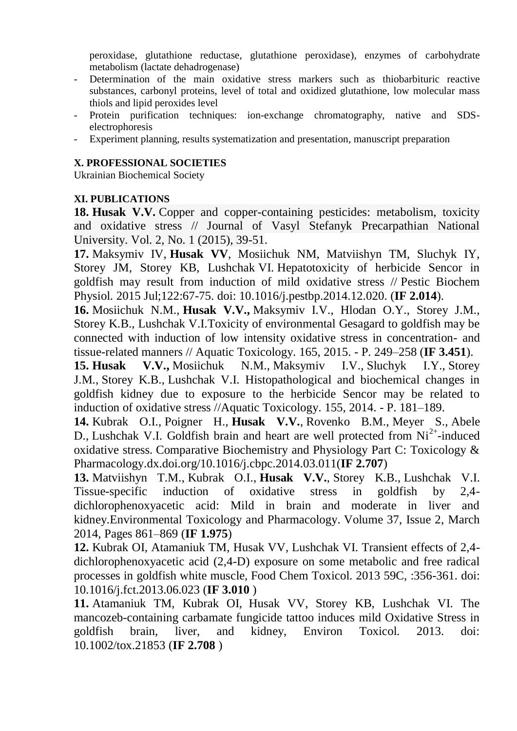peroxidase, glutathione reductase, glutathione peroxidase), enzymes of carbohydrate metabolism (lactate dehadrogenase)

- Determination of the main oxidative stress markers such as thiobarbituric reactive substances, carbonyl proteins, level of total and oxidized glutathione, low molecular mass thiols and lipid peroxides level
- Protein purification techniques: ion-exchange chromatography, native and SDS-electrophoresis
- Experiment planning, results systematization and presentation, manuscript preparation

**X. PROFESSIONAL SOCIETIES**

Ukrainian Biochemical Society

**XI. PUBLICATIONS**

**18. Husak V.V.** Copper and copper-containing pesticides: metabolism, toxicity and oxidative stress // Journal of Vasyl Stefanyk Precarpathian National University. Vol. 2, No. 1 (2015), 39-51.

**17.** Maksymiv IV, **Husak VV**, Mosiichuk NM, Matviishyn TM, Sluchyk IY, Storey JM, Storey KB, Lushchak VI. Hepatotoxicity of herbicide Sencor in goldfish may result from induction of mild oxidative stress // Pestic Biochem Physiol. 2015 Jul;122:67-75. doi: 10.1016/j.pestbp.2014.12.020. (**IF 2.014**).

**16.** Mosiichuk N.M., **Husak V.V.,** Maksymiv I.V., Hlodan O.Y., Storey J.M., Storey K.B., Lushchak V.I.Toxicity of environmental Gesagard to goldfish may be connected with induction of low intensity oxidative stress in concentration- and tissue-related manners // Aquatic Toxicology. 165, 2015. - P. 249–258 (**IF 3.451**).

**15. Husak V.V.,** Mosiichuk N.M., Maksymiv I.V., Sluchyk I.Y., Storey J.M., Storey K.B., Lushchak V.I. Histopathological and biochemical changes in goldfish kidney due to exposure to the herbicide Sencor may be related to induction of oxidative stress //Aquatic Toxicology. 155, 2014. - P. 181–189.

**14.** Kubrak O.I., Poigner H., **Husak V.V.**, Rovenko B.M., Meyer S., Abele D., Lushchak V.I. Goldfish brain and heart are well protected from $Ni^{2+}$-induced oxidative stress. Comparative Biochemistry and Physiology Part C: Toxicology & Pharmacology.dx.doi.org/10.1016/j.cbpc.2014.03.011(**IF 2.707**)

**13.** Matviishyn T.M., Kubrak O.I., **Husak V.V.**, Storey K.B., Lushchak V.I. Tissue-specific induction of oxidative stress in goldfish by 2,4-dichlorophenoxyacetic acid: Mild in brain and moderate in liver and kidney.Environmental Toxicology and Pharmacology. Volume 37, Issue 2, March 2014, Pages 861–869 (**IF 1.975**)

**12.** Kubrak OI, Atamaniuk TM, Husak VV, Lushchak VI. Transient effects of 2,4-dichlorophenoxyacetic acid (2,4-D) exposure on some metabolic and free radical processes in goldfish white muscle, Food Chem Toxicol. 2013 59C, :356-361. doi: 10.1016/j.fct.2013.06.023 (**IF 3.010** )

**11.** Atamaniuk TM, Kubrak OI, Husak VV, Storey KB, Lushchak VI. The mancozeb-containing carbamate fungicide tattoo induces mild Oxidative Stress in goldfish brain, liver, and kidney, Environ Toxicol. 2013. doi: 10.1002/tox.21853 (**IF 2.708** )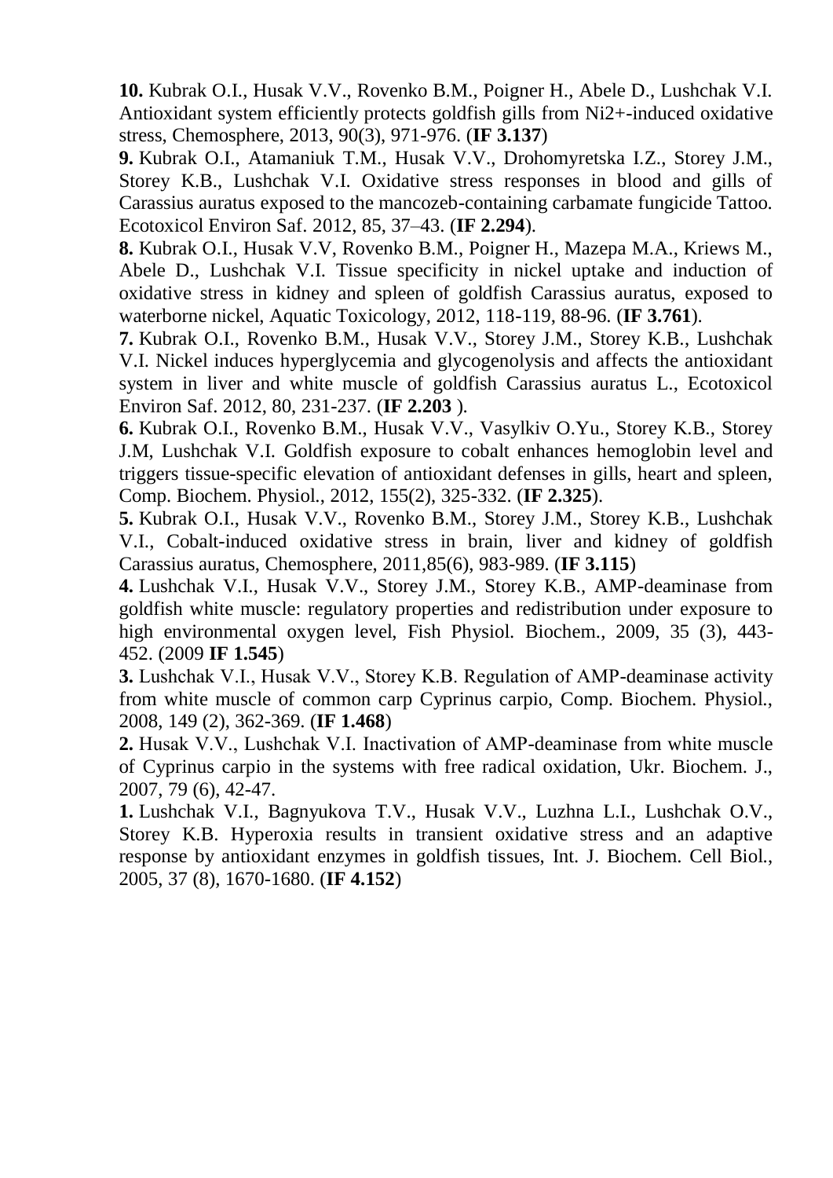**10.** Kubrak O.I., Husak V.V., Rovenko B.M., Poigner H., Abele D., Lushchak V.I. Antioxidant system efficiently protects goldfish gills from Ni2+-induced oxidative stress, Chemosphere, 2013, 90(3), 971-976. (**IF 3.137**)

**9.** Kubrak O.I., Atamaniuk T.M., Husak V.V., Drohomyretska I.Z., Storey J.M., Storey K.B., Lushchak V.I. Oxidative stress responses in blood and gills of Carassius auratus exposed to the mancozeb-containing carbamate fungicide Tattoo. Ecotoxicol Environ Saf. 2012, 85, 37–43. (**IF 2.294**).

**8.** Kubrak O.I., Husak V.V, Rovenko B.M., Poigner H., Mazepa M.A., Kriews M., Abele D., Lushchak V.I. Tissue specificity in nickel uptake and induction of oxidative stress in kidney and spleen of goldfish Carassius auratus, exposed to waterborne nickel, Aquatic Toxicology, 2012, 118-119, 88-96. (**IF 3.761**).

**7.** Kubrak O.I., Rovenko B.M., Husak V.V., Storey J.M., Storey K.B., Lushchak V.I. Nickel induces hyperglycemia and glycogenolysis and affects the antioxidant system in liver and white muscle of goldfish Carassius auratus L., Ecotoxicol Environ Saf. 2012, 80, 231-237. (**IF 2.203** ).

**6.** Kubrak O.I., Rovenko B.M., Husak V.V., Vasylkiv O.Yu., Storey K.B., Storey J.M, Lushchak V.I. Goldfish exposure to cobalt enhances hemoglobin level and triggers tissue-specific elevation of antioxidant defenses in gills, heart and spleen, Comp. Biochem. Physiol., 2012, 155(2), 325-332. (**IF 2.325**).

**5.** Kubrak O.I., Husak V.V., Rovenko B.M., Storey J.M., Storey K.B., Lushchak V.I., Cobalt-induced oxidative stress in brain, liver and kidney of goldfish Carassius auratus, Chemosphere, 2011,85(6), 983-989. (**IF 3.115**)

**4.** Lushchak V.I., Husak V.V., Storey J.M., Storey K.B., AMP-deaminase from goldfish white muscle: regulatory properties and redistribution under exposure to high environmental oxygen level, Fish Physiol. Biochem., 2009, 35 (3), 443-452. (2009 **IF 1.545**)

**3.** Lushchak V.I., Husak V.V., Storey K.B. Regulation of AMP-deaminase activity from white muscle of common carp Cyprinus carpio, Comp. Biochem. Physiol., 2008, 149 (2), 362-369. (**IF 1.468**)

**2.** Husak V.V., Lushchak V.I. Inactivation of AMP-deaminase from white muscle of Cyprinus carpio in the systems with free radical oxidation, Ukr. Biochem. J., 2007, 79 (6), 42-47.

**1.** Lushchak V.I., Bagnyukova T.V., Husak V.V., Luzhna L.I., Lushchak O.V., Storey K.B. Hyperoxia results in transient oxidative stress and an adaptive response by antioxidant enzymes in goldfish tissues, Int. J. Biochem. Cell Biol., 2005, 37 (8), 1670-1680. (**IF 4.152**)